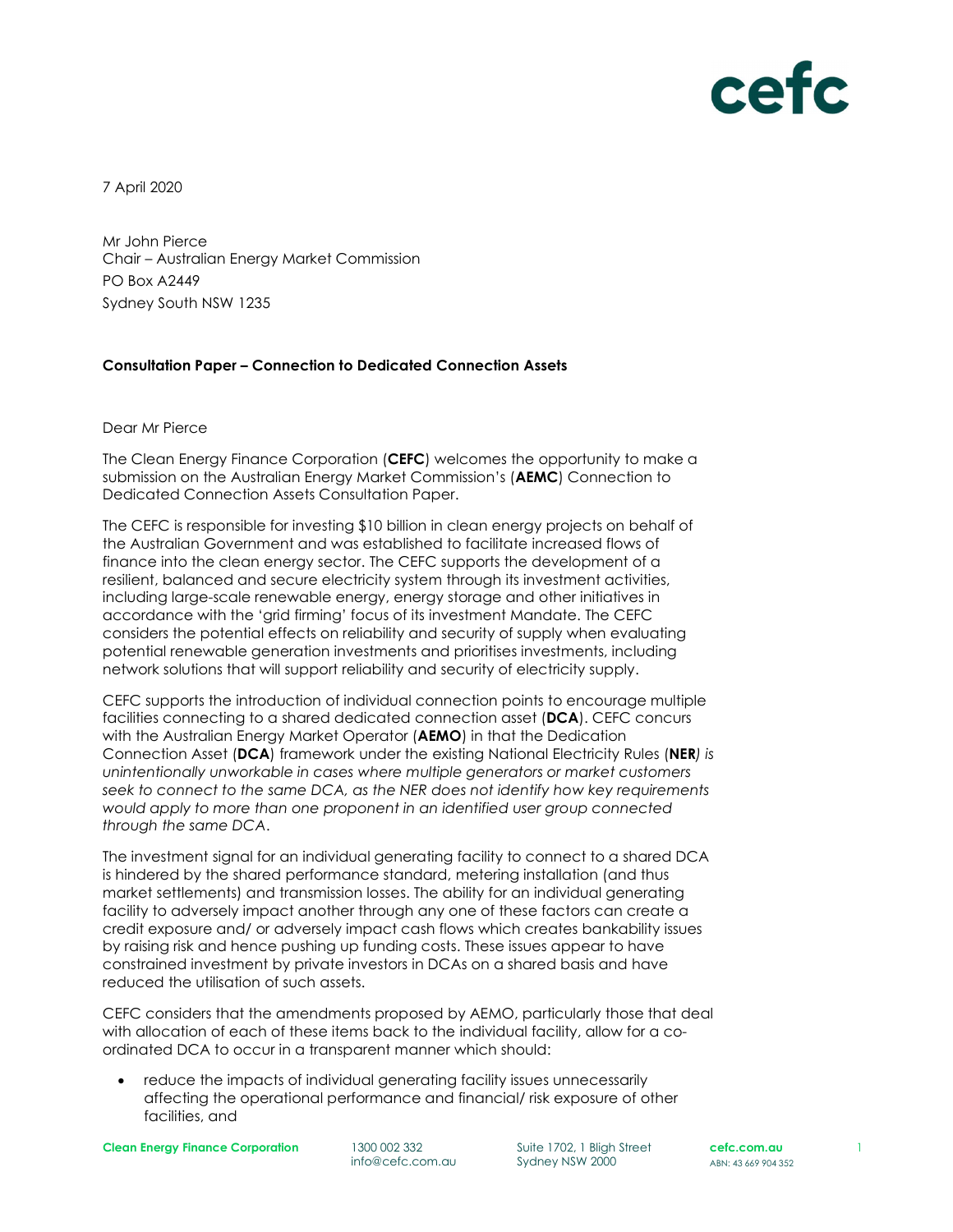7 April 2020

Mr John Pierce
Chair – Australian Energy Market Commission
PO Box A2449
Sydney South NSW 1235

**Consultation Paper – Connection to Dedicated Connection Assets**

Dear Mr Pierce

The Clean Energy Finance Corporation (**CEFC**) welcomes the opportunity to make a submission on the Australian Energy Market Commission's (**AEMC**) Connection to Dedicated Connection Assets Consultation Paper.

The CEFC is responsible for investing $10 billion in clean energy projects on behalf of the Australian Government and was established to facilitate increased flows of finance into the clean energy sector. The CEFC supports the development of a resilient, balanced and secure electricity system through its investment activities, including large-scale renewable energy, energy storage and other initiatives in accordance with the 'grid firming' focus of its investment Mandate. The CEFC considers the potential effects on reliability and security of supply when evaluating potential renewable generation investments and prioritises investments, including network solutions that will support reliability and security of electricity supply.

CEFC supports the introduction of individual connection points to encourage multiple facilities connecting to a shared dedicated connection asset (**DCA**). CEFC concurs with the Australian Energy Market Operator (**AEMO**) in that the Dedication Connection Asset (**DCA**) framework under the existing National Electricity Rules (**NER**) *is unintentionally unworkable in cases where multiple generators or market customers seek to connect to the same DCA, as the NER does not identify how key requirements would apply to more than one proponent in an identified user group connected through the same DCA*.

The investment signal for an individual generating facility to connect to a shared DCA is hindered by the shared performance standard, metering installation (and thus market settlements) and transmission losses. The ability for an individual generating facility to adversely impact another through any one of these factors can create a credit exposure and/ or adversely impact cash flows which creates bankability issues by raising risk and hence pushing up funding costs. These issues appear to have constrained investment by private investors in DCAs on a shared basis and have reduced the utilisation of such assets.

CEFC considers that the amendments proposed by AEMO, particularly those that deal with allocation of each of these items back to the individual facility, allow for a co-ordinated DCA to occur in a transparent manner which should:

- reduce the impacts of individual generating facility issues unnecessarily affecting the operational performance and financial/ risk exposure of other facilities, and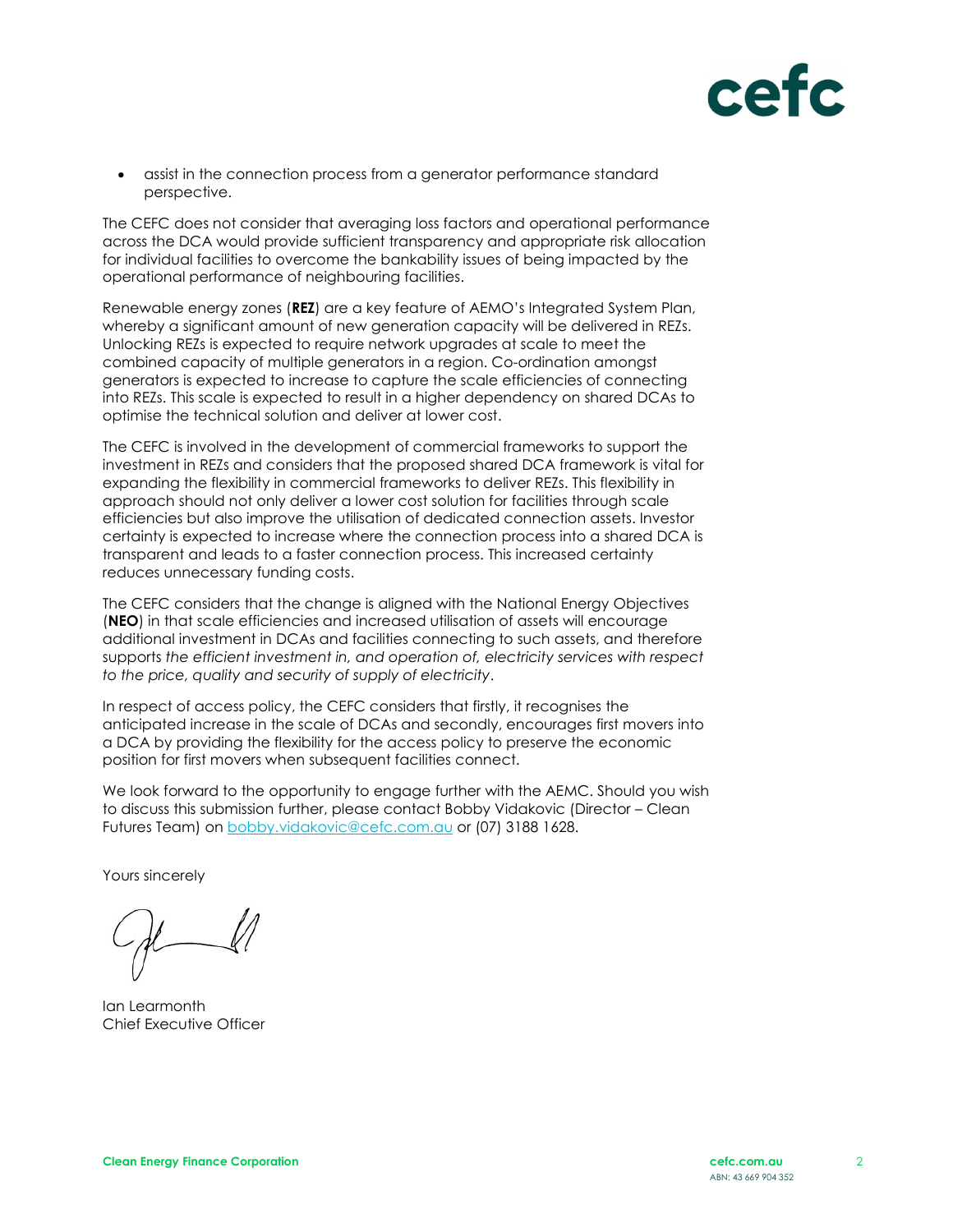- assist in the connection process from a generator performance standard perspective.

The CEFC does not consider that averaging loss factors and operational performance across the DCA would provide sufficient transparency and appropriate risk allocation for individual facilities to overcome the bankability issues of being impacted by the operational performance of neighbouring facilities.

Renewable energy zones (**REZ**) are a key feature of AEMO's Integrated System Plan, whereby a significant amount of new generation capacity will be delivered in REZs. Unlocking REZs is expected to require network upgrades at scale to meet the combined capacity of multiple generators in a region. Co-ordination amongst generators is expected to increase to capture the scale efficiencies of connecting into REZs. This scale is expected to result in a higher dependency on shared DCAs to optimise the technical solution and deliver at lower cost.

The CEFC is involved in the development of commercial frameworks to support the investment in REZs and considers that the proposed shared DCA framework is vital for expanding the flexibility in commercial frameworks to deliver REZs. This flexibility in approach should not only deliver a lower cost solution for facilities through scale efficiencies but also improve the utilisation of dedicated connection assets. Investor certainty is expected to increase where the connection process into a shared DCA is transparent and leads to a faster connection process. This increased certainty reduces unnecessary funding costs.

The CEFC considers that the change is aligned with the National Energy Objectives (**NEO**) in that scale efficiencies and increased utilisation of assets will encourage additional investment in DCAs and facilities connecting to such assets, and therefore supports *the efficient investment in, and operation of, electricity services with respect to the price, quality and security of supply of electricity*.

In respect of access policy, the CEFC considers that firstly, it recognises the anticipated increase in the scale of DCAs and secondly, encourages first movers into a DCA by providing the flexibility for the access policy to preserve the economic position for first movers when subsequent facilities connect.

We look forward to the opportunity to engage further with the AEMC. Should you wish to discuss this submission further, please contact Bobby Vidakovic (Director – Clean Futures Team) on bobby.vidakovic@cefc.com.au or (07) 3188 1628.

Yours sincerely

Ian Learmonth
Chief Executive Officer